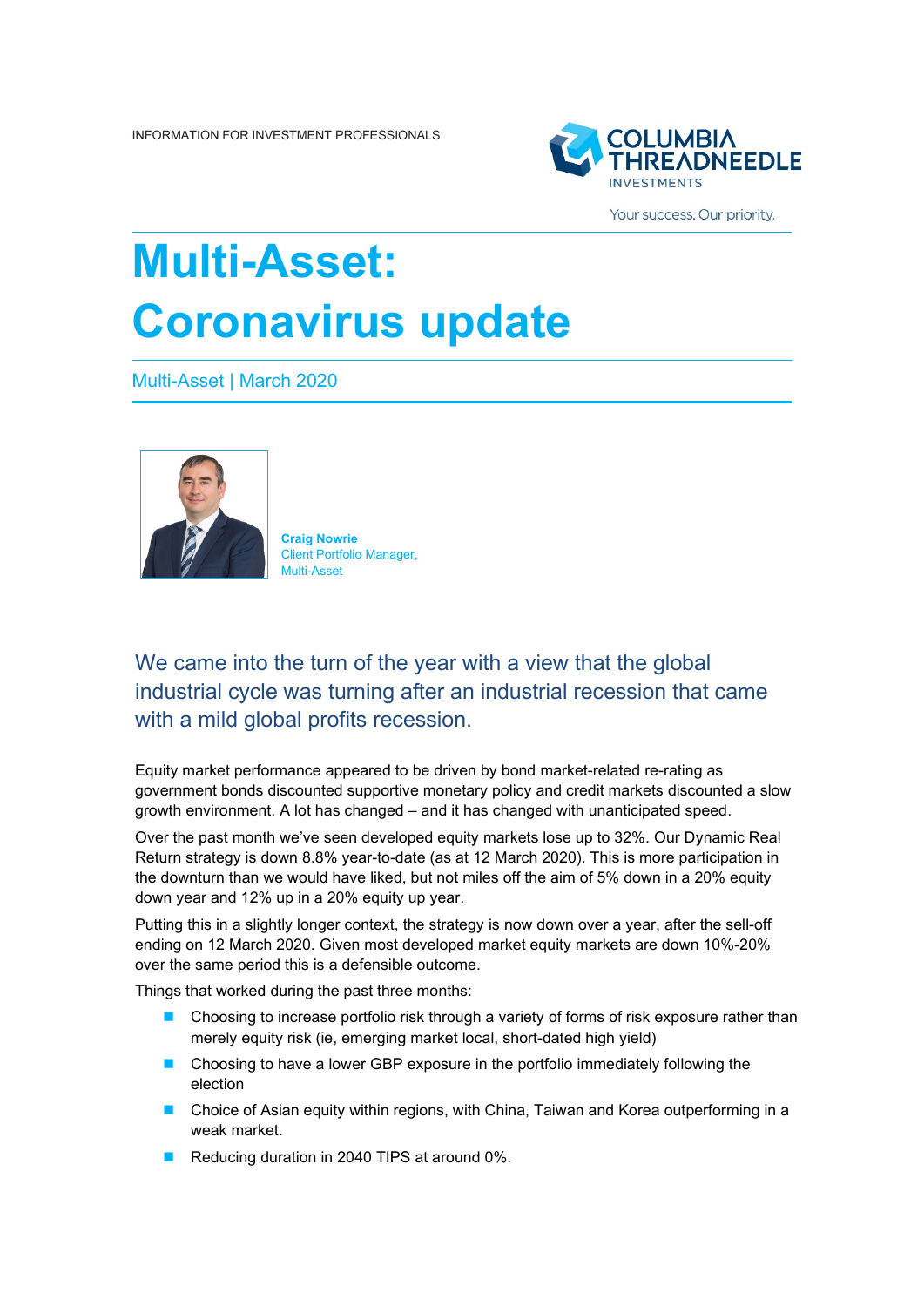INFORMATION FOR INVESTMENT PROFESSIONALS

# Multi-Asset: Coronavirus update

Multi-Asset | March 2020

**Craig Nowrie**
Client Portfolio Manager,
Multi-Asset

## We came into the turn of the year with a view that the global industrial cycle was turning after an industrial recession that came with a mild global profits recession.

Equity market performance appeared to be driven by bond market-related re-rating as government bonds discounted supportive monetary policy and credit markets discounted a slow growth environment. A lot has changed – and it has changed with unanticipated speed.

Over the past month we've seen developed equity markets lose up to 32%. Our Dynamic Real Return strategy is down 8.8% year-to-date (as at 12 March 2020). This is more participation in the downturn than we would have liked, but not miles off the aim of 5% down in a 20% equity down year and 12% up in a 20% equity up year.

Putting this in a slightly longer context, the strategy is now down over a year, after the sell-off ending on 12 March 2020. Given most developed market equity markets are down 10%-20% over the same period this is a defensible outcome.

Things that worked during the past three months:

- Choosing to increase portfolio risk through a variety of forms of risk exposure rather than merely equity risk (ie, emerging market local, short-dated high yield)
- Choosing to have a lower GBP exposure in the portfolio immediately following the election
- Choice of Asian equity within regions, with China, Taiwan and Korea outperforming in a weak market.
- Reducing duration in 2040 TIPS at around 0%.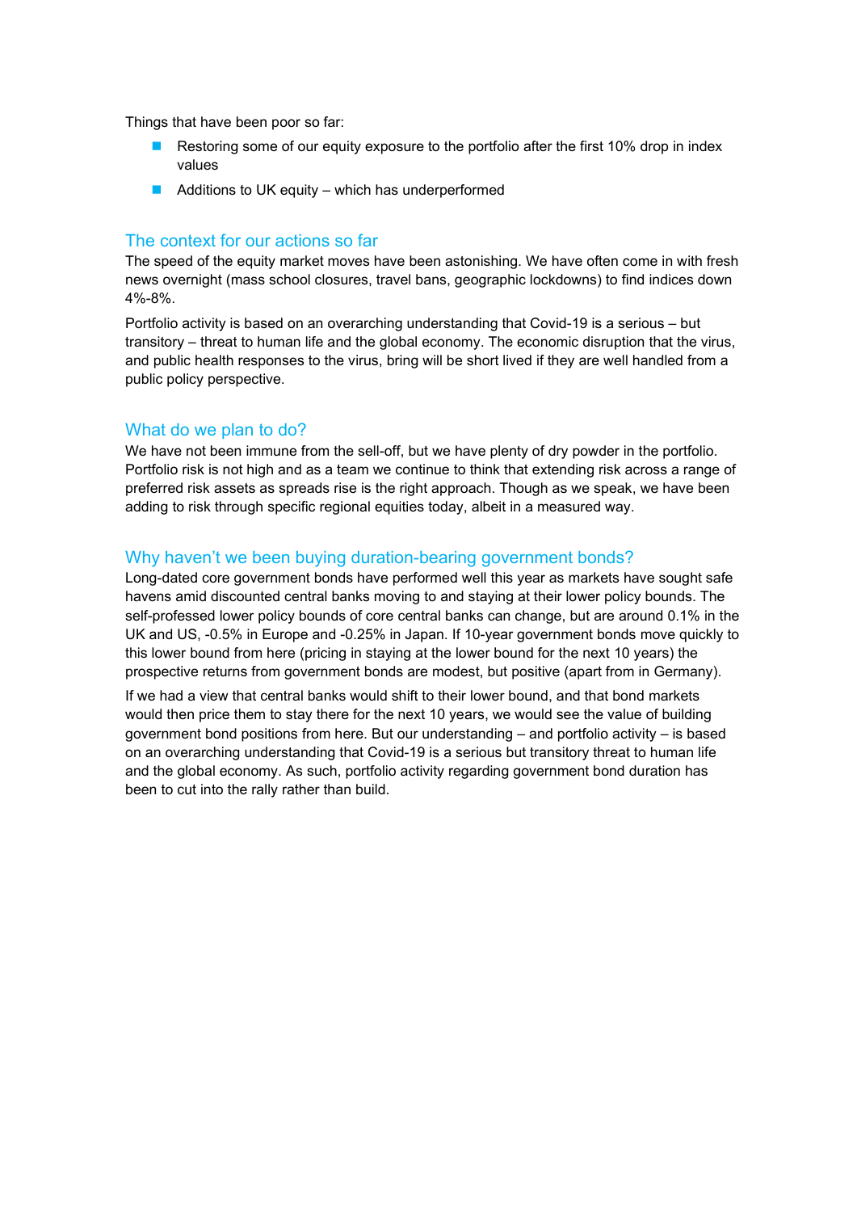Things that have been poor so far:

- Restoring some of our equity exposure to the portfolio after the first 10% drop in index values
- Additions to UK equity – which has underperformed

## The context for our actions so far

The speed of the equity market moves have been astonishing. We have often come in with fresh news overnight (mass school closures, travel bans, geographic lockdowns) to find indices down 4%-8%.

Portfolio activity is based on an overarching understanding that Covid-19 is a serious – but transitory – threat to human life and the global economy. The economic disruption that the virus, and public health responses to the virus, bring will be short lived if they are well handled from a public policy perspective.

## What do we plan to do?

We have not been immune from the sell-off, but we have plenty of dry powder in the portfolio. Portfolio risk is not high and as a team we continue to think that extending risk across a range of preferred risk assets as spreads rise is the right approach. Though as we speak, we have been adding to risk through specific regional equities today, albeit in a measured way.

## Why haven't we been buying duration-bearing government bonds?

Long-dated core government bonds have performed well this year as markets have sought safe havens amid discounted central banks moving to and staying at their lower policy bounds. The self-professed lower policy bounds of core central banks can change, but are around 0.1% in the UK and US, -0.5% in Europe and -0.25% in Japan. If 10-year government bonds move quickly to this lower bound from here (pricing in staying at the lower bound for the next 10 years) the prospective returns from government bonds are modest, but positive (apart from in Germany).

If we had a view that central banks would shift to their lower bound, and that bond markets would then price them to stay there for the next 10 years, we would see the value of building government bond positions from here. But our understanding – and portfolio activity – is based on an overarching understanding that Covid-19 is a serious but transitory threat to human life and the global economy. As such, portfolio activity regarding government bond duration has been to cut into the rally rather than build.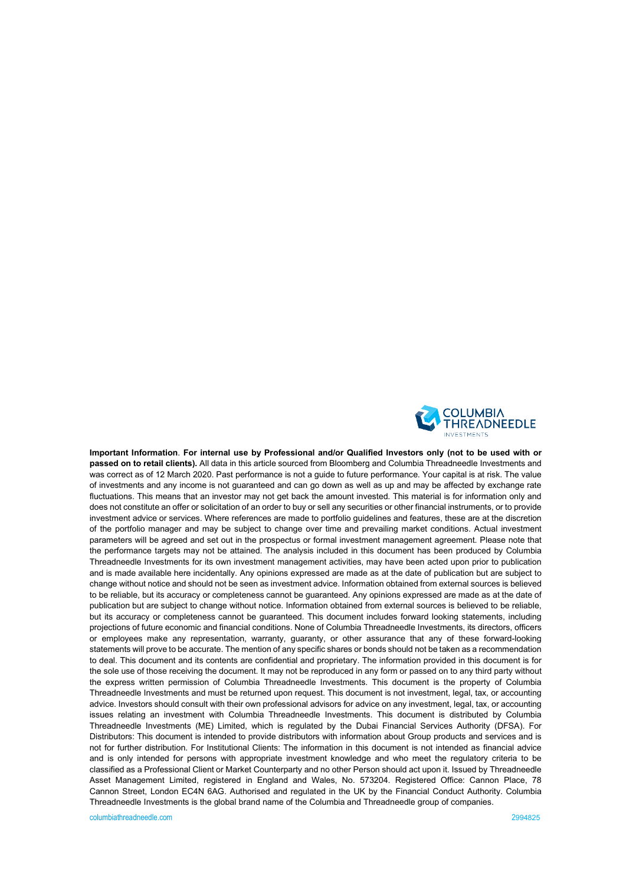**Important Information**. **For internal use by Professional and/or Qualified Investors only (not to be used with or passed on to retail clients).** All data in this article sourced from Bloomberg and Columbia Threadneedle Investments and was correct as of 12 March 2020. Past performance is not a guide to future performance. Your capital is at risk. The value of investments and any income is not guaranteed and can go down as well as up and may be affected by exchange rate fluctuations. This means that an investor may not get back the amount invested. This material is for information only and does not constitute an offer or solicitation of an order to buy or sell any securities or other financial instruments, or to provide investment advice or services. Where references are made to portfolio guidelines and features, these are at the discretion of the portfolio manager and may be subject to change over time and prevailing market conditions. Actual investment parameters will be agreed and set out in the prospectus or formal investment management agreement. Please note that the performance targets may not be attained. The analysis included in this document has been produced by Columbia Threadneedle Investments for its own investment management activities, may have been acted upon prior to publication and is made available here incidentally. Any opinions expressed are made as at the date of publication but are subject to change without notice and should not be seen as investment advice. Information obtained from external sources is believed to be reliable, but its accuracy or completeness cannot be guaranteed. Any opinions expressed are made as at the date of publication but are subject to change without notice. Information obtained from external sources is believed to be reliable, but its accuracy or completeness cannot be guaranteed. This document includes forward looking statements, including projections of future economic and financial conditions. None of Columbia Threadneedle Investments, its directors, officers or employees make any representation, warranty, guaranty, or other assurance that any of these forward-looking statements will prove to be accurate. The mention of any specific shares or bonds should not be taken as a recommendation to deal. This document and its contents are confidential and proprietary. The information provided in this document is for the sole use of those receiving the document. It may not be reproduced in any form or passed on to any third party without the express written permission of Columbia Threadneedle Investments. This document is the property of Columbia Threadneedle Investments and must be returned upon request. This document is not investment, legal, tax, or accounting advice. Investors should consult with their own professional advisors for advice on any investment, legal, tax, or accounting issues relating an investment with Columbia Threadneedle Investments. This document is distributed by Columbia Threadneedle Investments (ME) Limited, which is regulated by the Dubai Financial Services Authority (DFSA). For Distributors: This document is intended to provide distributors with information about Group products and services and is not for further distribution. For Institutional Clients: The information in this document is not intended as financial advice and is only intended for persons with appropriate investment knowledge and who meet the regulatory criteria to be classified as a Professional Client or Market Counterparty and no other Person should act upon it. Issued by Threadneedle Asset Management Limited, registered in England and Wales, No. 573204. Registered Office: Cannon Place, 78 Cannon Street, London EC4N 6AG. Authorised and regulated in the UK by the Financial Conduct Authority. Columbia Threadneedle Investments is the global brand name of the Columbia and Threadneedle group of companies.

columbiathreadneedle.com

2994825